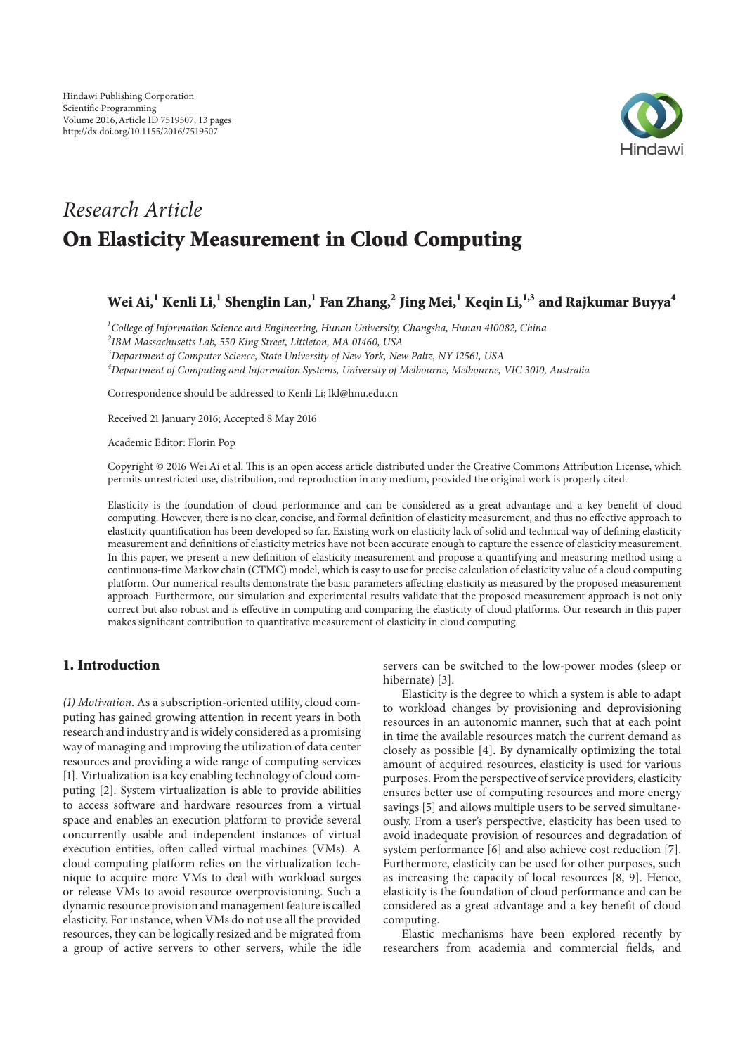Hindawi Publishing Corporation
Scientific Programming
Volume 2016, Article ID 7519507, 13 pages
http://dx.doi.org/10.1155/2016/7519507

*Research Article*

# On Elasticity Measurement in Cloud Computing

**Wei Ai,[1] Kenli Li,[1] Shenglin Lan,[1] Fan Zhang,[2] Jing Mei,[1] Keqin Li,[1,3] and Rajkumar Buyya[4]**

[1] *College of Information Science and Engineering, Hunan University, Changsha, Hunan 410082, China*
[2] *IBM Massachusetts Lab, 550 King Street, Littleton, MA 01460, USA*
[3] *Department of Computer Science, State University of New York, New Paltz, NY 12561, USA*
[4] *Department of Computing and Information Systems, University of Melbourne, Melbourne, VIC 3010, Australia*

Correspondence should be addressed to Kenli Li; lkl@hnu.edu.cn

Received 21 January 2016; Accepted 8 May 2016

Academic Editor: Florin Pop

Copyright © 2016 Wei Ai et al. This is an open access article distributed under the Creative Commons Attribution License, which permits unrestricted use, distribution, and reproduction in any medium, provided the original work is properly cited.

Elasticity is the foundation of cloud performance and can be considered as a great advantage and a key benefit of cloud computing. However, there is no clear, concise, and formal definition of elasticity measurement, and thus no effective approach to elasticity quantification has been developed so far. Existing work on elasticity lack of solid and technical way of defining elasticity measurement and definitions of elasticity metrics have not been accurate enough to capture the essence of elasticity measurement. In this paper, we present a new definition of elasticity measurement and propose a quantifying and measuring method using a continuous-time Markov chain (CTMC) model, which is easy to use for precise calculation of elasticity value of a cloud computing platform. Our numerical results demonstrate the basic parameters affecting elasticity as measured by the proposed measurement approach. Furthermore, our simulation and experimental results validate that the proposed measurement approach is not only correct but also robust and is effective in computing and comparing the elasticity of cloud platforms. Our research in this paper makes significant contribution to quantitative measurement of elasticity in cloud computing.

## 1. Introduction

*(1) Motivation.* As a subscription-oriented utility, cloud computing has gained growing attention in recent years in both research and industry and is widely considered as a promising way of managing and improving the utilization of data center resources and providing a wide range of computing services [1]. Virtualization is a key enabling technology of cloud computing [2]. System virtualization is able to provide abilities to access software and hardware resources from a virtual space and enables an execution platform to provide several concurrently usable and independent instances of virtual execution entities, often called virtual machines (VMs). A cloud computing platform relies on the virtualization technique to acquire more VMs to deal with workload surges or release VMs to avoid resource overprovisioning. Such a dynamic resource provision and management feature is called elasticity. For instance, when VMs do not use all the provided resources, they can be logically resized and be migrated from a group of active servers to other servers, while the idle servers can be switched to the low-power modes (sleep or hibernate) [3].

Elasticity is the degree to which a system is able to adapt to workload changes by provisioning and deprovisioning resources in an autonomic manner, such that at each point in time the available resources match the current demand as closely as possible [4]. By dynamically optimizing the total amount of acquired resources, elasticity is used for various purposes. From the perspective of service providers, elasticity ensures better use of computing resources and more energy savings [5] and allows multiple users to be served simultaneously. From a user's perspective, elasticity has been used to avoid inadequate provision of resources and degradation of system performance [6] and also achieve cost reduction [7]. Furthermore, elasticity can be used for other purposes, such as increasing the capacity of local resources [8, 9]. Hence, elasticity is the foundation of cloud performance and can be considered as a great advantage and a key benefit of cloud computing.

Elastic mechanisms have been explored recently by researchers from academia and commercial fields, and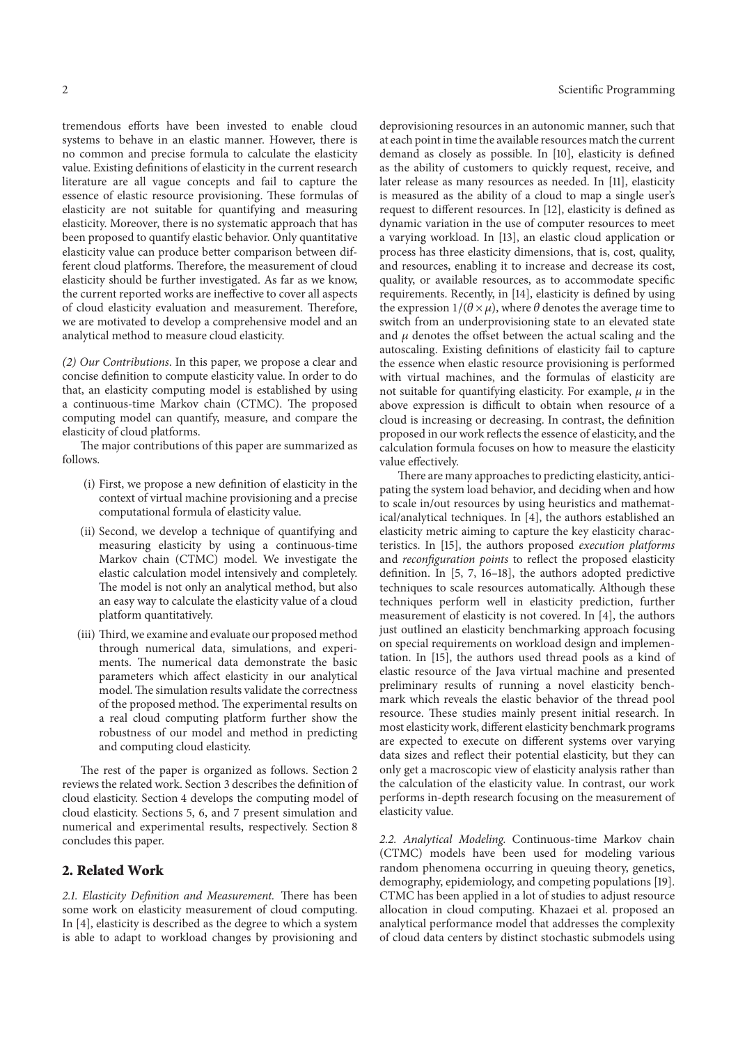tremendous efforts have been invested to enable cloud systems to behave in an elastic manner. However, there is no common and precise formula to calculate the elasticity value. Existing definitions of elasticity in the current research literature are all vague concepts and fail to capture the essence of elastic resource provisioning. These formulas of elasticity are not suitable for quantifying and measuring elasticity. Moreover, there is no systematic approach that has been proposed to quantify elastic behavior. Only quantitative elasticity value can produce better comparison between different cloud platforms. Therefore, the measurement of cloud elasticity should be further investigated. As far as we know, the current reported works are ineffective to cover all aspects of cloud elasticity evaluation and measurement. Therefore, we are motivated to develop a comprehensive model and an analytical method to measure cloud elasticity.

*(2) Our Contributions*. In this paper, we propose a clear and concise definition to compute elasticity value. In order to do that, an elasticity computing model is established by using a continuous-time Markov chain (CTMC). The proposed computing model can quantify, measure, and compare the elasticity of cloud platforms.

The major contributions of this paper are summarized as follows.

(i) First, we propose a new definition of elasticity in the context of virtual machine provisioning and a precise computational formula of elasticity value.

(ii) Second, we develop a technique of quantifying and measuring elasticity by using a continuous-time Markov chain (CTMC) model. We investigate the elastic calculation model intensively and completely. The model is not only an analytical method, but also an easy way to calculate the elasticity value of a cloud platform quantitatively.

(iii) Third, we examine and evaluate our proposed method through numerical data, simulations, and experiments. The numerical data demonstrate the basic parameters which affect elasticity in our analytical model. The simulation results validate the correctness of the proposed method. The experimental results on a real cloud computing platform further show the robustness of our model and method in predicting and computing cloud elasticity.

The rest of the paper is organized as follows. Section 2 reviews the related work. Section 3 describes the definition of cloud elasticity. Section 4 develops the computing model of cloud elasticity. Sections 5, 6, and 7 present simulation and numerical and experimental results, respectively. Section 8 concludes this paper.

## 2. Related Work

*2.1. Elasticity Definition and Measurement.* There has been some work on elasticity measurement of cloud computing. In [4], elasticity is described as the degree to which a system is able to adapt to workload changes by provisioning and deprovisioning resources in an autonomic manner, such that at each point in time the available resources match the current demand as closely as possible. In [10], elasticity is defined as the ability of customers to quickly request, receive, and later release as many resources as needed. In [11], elasticity is measured as the ability of a cloud to map a single user's request to different resources. In [12], elasticity is defined as dynamic variation in the use of computer resources to meet a varying workload. In [13], an elastic cloud application or process has three elasticity dimensions, that is, cost, quality, and resources, enabling it to increase and decrease its cost, quality, or available resources, as to accommodate specific requirements. Recently, in [14], elasticity is defined by using the expression $1/(\theta \times \mu)$, where $\theta$ denotes the average time to switch from an underprovisioning state to an elevated state and $\mu$ denotes the offset between the actual scaling and the autoscaling. Existing definitions of elasticity fail to capture the essence when elastic resource provisioning is performed with virtual machines, and the formulas of elasticity are not suitable for quantifying elasticity. For example, $\mu$ in the above expression is difficult to obtain when resource of a cloud is increasing or decreasing. In contrast, the definition proposed in our work reflects the essence of elasticity, and the calculation formula focuses on how to measure the elasticity value effectively.

There are many approaches to predicting elasticity, anticipating the system load behavior, and deciding when and how to scale in/out resources by using heuristics and mathematical/analytical techniques. In [4], the authors established an elasticity metric aiming to capture the key elasticity characteristics. In [15], the authors proposed *execution platforms* and *reconfiguration points* to reflect the proposed elasticity definition. In [5, 7, 16–18], the authors adopted predictive techniques to scale resources automatically. Although these techniques perform well in elasticity prediction, further measurement of elasticity is not covered. In [4], the authors just outlined an elasticity benchmarking approach focusing on special requirements on workload design and implementation. In [15], the authors used thread pools as a kind of elastic resource of the Java virtual machine and presented preliminary results of running a novel elasticity benchmark which reveals the elastic behavior of the thread pool resource. These studies mainly present initial research. In most elasticity work, different elasticity benchmark programs are expected to execute on different systems over varying data sizes and reflect their potential elasticity, but they can only get a macroscopic view of elasticity analysis rather than the calculation of the elasticity value. In contrast, our work performs in-depth research focusing on the measurement of elasticity value.

*2.2. Analytical Modeling.* Continuous-time Markov chain (CTMC) models have been used for modeling various random phenomena occurring in queuing theory, genetics, demography, epidemiology, and competing populations [19]. CTMC has been applied in a lot of studies to adjust resource allocation in cloud computing. Khazaei et al. proposed an analytical performance model that addresses the complexity of cloud data centers by distinct stochastic submodels using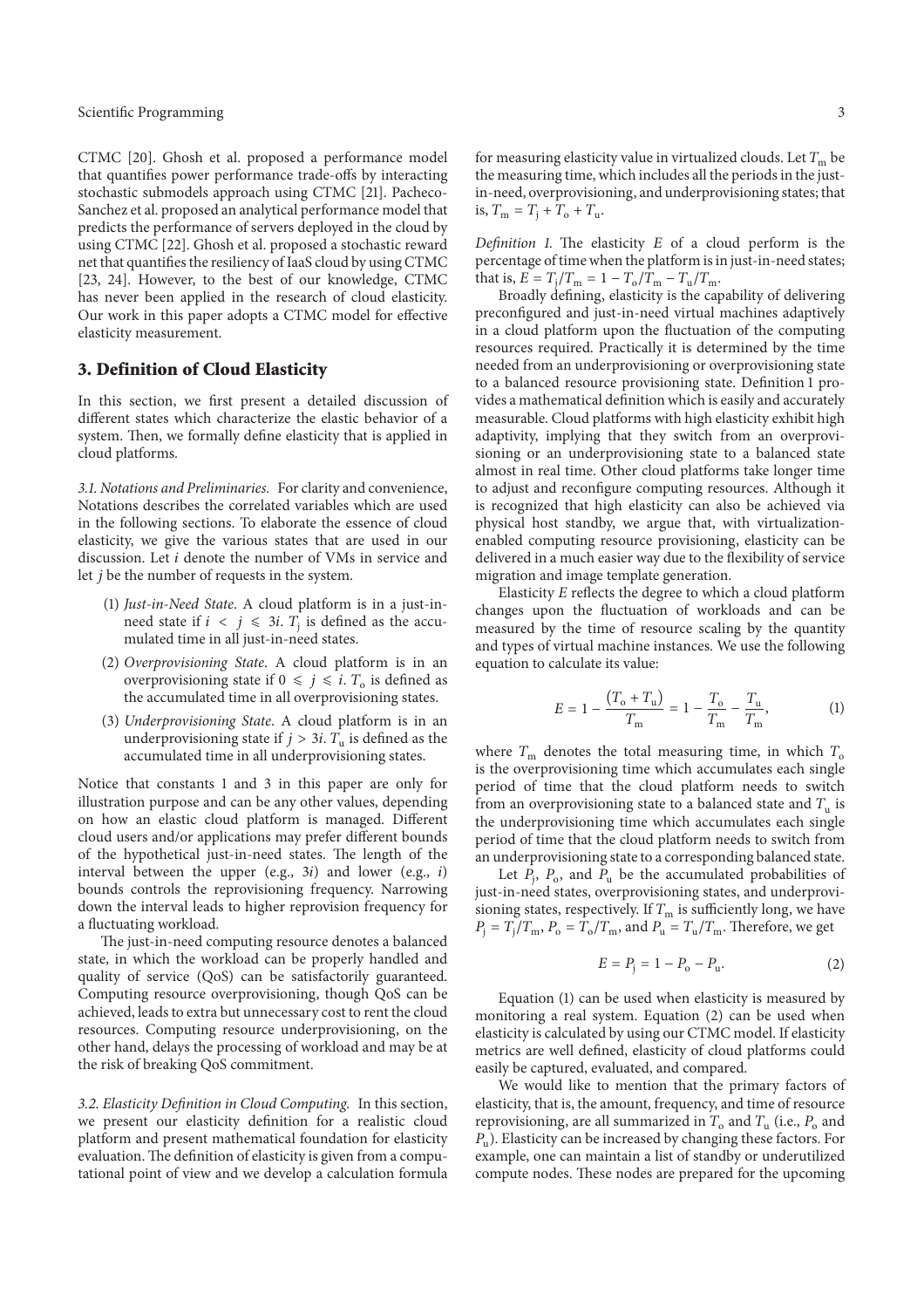CTMC [20]. Ghosh et al. proposed a performance model that quantifies power performance trade-offs by interacting stochastic submodels approach using CTMC [21]. Pacheco-Sanchez et al. proposed an analytical performance model that predicts the performance of servers deployed in the cloud by using CTMC [22]. Ghosh et al. proposed a stochastic reward net that quantifies the resiliency of IaaS cloud by using CTMC [23, 24]. However, to the best of our knowledge, CTMC has never been applied in the research of cloud elasticity. Our work in this paper adopts a CTMC model for effective elasticity measurement.

## 3. Definition of Cloud Elasticity

In this section, we first present a detailed discussion of different states which characterize the elastic behavior of a system. Then, we formally define elasticity that is applied in cloud platforms.

*3.1. Notations and Preliminaries.* For clarity and convenience, Notations describes the correlated variables which are used in the following sections. To elaborate the essence of cloud elasticity, we give the various states that are used in our discussion. Let $i$ denote the number of VMs in service and let $j$ be the number of requests in the system.

(1) *Just-in-Need State*. A cloud platform is in a just-in-need state if $i < j \leqslant 3i$. $T_j$ is defined as the accumulated time in all just-in-need states.

(2) *Overprovisioning State*. A cloud platform is in an overprovisioning state if $0 \leqslant j \leqslant i$. $T_o$ is defined as the accumulated time in all overprovisioning states.

(3) *Underprovisioning State*. A cloud platform is in an underprovisioning state if $j > 3i$. $T_u$ is defined as the accumulated time in all underprovisioning states.

Notice that constants 1 and 3 in this paper are only for illustration purpose and can be any other values, depending on how an elastic cloud platform is managed. Different cloud users and/or applications may prefer different bounds of the hypothetical just-in-need states. The length of the interval between the upper (e.g., $3i$) and lower (e.g., $i$) bounds controls the reprovisioning frequency. Narrowing down the interval leads to higher reprovision frequency for a fluctuating workload.

The just-in-need computing resource denotes a balanced state, in which the workload can be properly handled and quality of service (QoS) can be satisfactorily guaranteed. Computing resource overprovisioning, though QoS can be achieved, leads to extra but unnecessary cost to rent the cloud resources. Computing resource underprovisioning, on the other hand, delays the processing of workload and may be at the risk of breaking QoS commitment.

*3.2. Elasticity Definition in Cloud Computing.* In this section, we present our elasticity definition for a realistic cloud platform and present mathematical foundation for elasticity evaluation. The definition of elasticity is given from a computational point of view and we develop a calculation formula for measuring elasticity value in virtualized clouds. Let $T_m$ be the measuring time, which includes all the periods in the just-in-need, overprovisioning, and underprovisioning states; that is, $T_m = T_j + T_o + T_u$.

*Definition 1.* The elasticity $E$ of a cloud perform is the percentage of time when the platform is in just-in-need states; that is, $E = T_j/T_m = 1 - T_o/T_m - T_u/T_m$.

Broadly defining, elasticity is the capability of delivering preconfigured and just-in-need virtual machines adaptively in a cloud platform upon the fluctuation of the computing resources required. Practically it is determined by the time needed from an underprovisioning or overprovisioning state to a balanced resource provisioning state. Definition 1 provides a mathematical definition which is easily and accurately measurable. Cloud platforms with high elasticity exhibit high adaptivity, implying that they switch from an overprovisioning or an underprovisioning state to a balanced state almost in real time. Other cloud platforms take longer time to adjust and reconfigure computing resources. Although it is recognized that high elasticity can also be achieved via physical host standby, we argue that, with virtualization-enabled computing resource provisioning, elasticity can be delivered in a much easier way due to the flexibility of service migration and image template generation.

Elasticity $E$ reflects the degree to which a cloud platform changes upon the fluctuation of workloads and can be measured by the time of resource scaling by the quantity and types of virtual machine instances. We use the following equation to calculate its value:

$$E = 1 - \frac{(T_o + T_u)}{T_m} = 1 - \frac{T_o}{T_m} - \frac{T_u}{T_m}, \tag{1}$$

where $T_m$ denotes the total measuring time, in which $T_o$ is the overprovisioning time which accumulates each single period of time that the cloud platform needs to switch from an overprovisioning state to a balanced state and $T_u$ is the underprovisioning time which accumulates each single period of time that the cloud platform needs to switch from an underprovisioning state to a corresponding balanced state.

Let $P_j$, $P_o$, and $P_u$ be the accumulated probabilities of just-in-need states, overprovisioning states, and underprovisioning states, respectively. If $T_m$ is sufficiently long, we have $P_j = T_j/T_m$, $P_o = T_o/T_m$, and $P_u = T_u/T_m$. Therefore, we get

$$E = P_j = 1 - P_o - P_u. \tag{2}$$

Equation (1) can be used when elasticity is measured by monitoring a real system. Equation (2) can be used when elasticity is calculated by using our CTMC model. If elasticity metrics are well defined, elasticity of cloud platforms could easily be captured, evaluated, and compared.

We would like to mention that the primary factors of elasticity, that is, the amount, frequency, and time of resource reprovisioning, are all summarized in $T_o$ and $T_u$ (i.e., $P_o$ and $P_u$). Elasticity can be increased by changing these factors. For example, one can maintain a list of standby or underutilized compute nodes. These nodes are prepared for the upcoming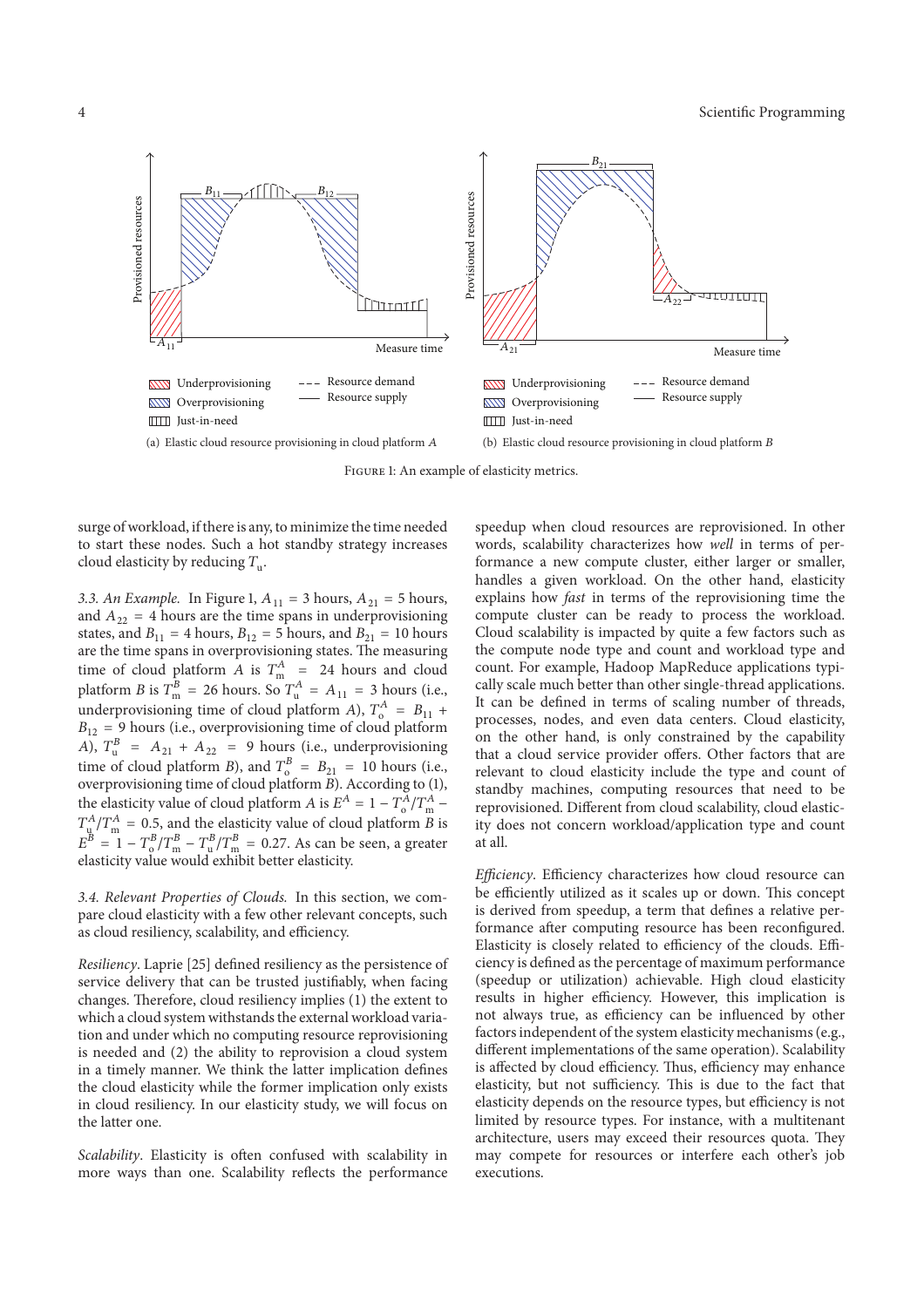Provisioned resources

$B_{11}$

$B_{12}$

$A_{11}$

Measure time

Underprovisioning

Overprovisioning

Just-in-need

Resource demand

Resource supply

(a) Elastic cloud resource provisioning in cloud platform $A$

Provisioned resources

$B_{21}$

$A_{22}$

$A_{21}$

Measure time

Underprovisioning

Overprovisioning

Just-in-need

Resource demand

Resource supply

(b) Elastic cloud resource provisioning in cloud platform $B$

Figure 1: An example of elasticity metrics.

surge of workload, if there is any, to minimize the time needed to start these nodes. Such a hot standby strategy increases cloud elasticity by reducing $T_u$.

*3.3. An Example.* In Figure 1, $A_{11} = 3$ hours, $A_{21} = 5$ hours, and $A_{22} = 4$ hours are the time spans in underprovisioning states, and $B_{11} = 4$ hours, $B_{12} = 5$ hours, and $B_{21} = 10$ hours are the time spans in overprovisioning states. The measuring time of cloud platform $A$ is $T_m^A = 24$ hours and cloud platform $B$ is $T_m^B = 26$ hours. So $T_u^A = A_{11} = 3$ hours (i.e., underprovisioning time of cloud platform $A$), $T_o^A = B_{11} + B_{12} = 9$ hours (i.e., overprovisioning time of cloud platform $A$), $T_u^B = A_{21} + A_{22} = 9$ hours (i.e., underprovisioning time of cloud platform $B$), and $T_o^B = B_{21} = 10$ hours (i.e., overprovisioning time of cloud platform $B$). According to (1), the elasticity value of cloud platform $A$ is $E^A = 1 - T_o^A/T_m^A - T_u^A/T_m^A = 0.5$, and the elasticity value of cloud platform $B$ is $E^B = 1 - T_o^B/T_m^B - T_u^B/T_m^B = 0.27$. As can be seen, a greater elasticity value would exhibit better elasticity.

*3.4. Relevant Properties of Clouds.* In this section, we compare cloud elasticity with a few other relevant concepts, such as cloud resiliency, scalability, and efficiency.

*Resiliency*. Laprie [25] defined resiliency as the persistence of service delivery that can be trusted justifiably, when facing changes. Therefore, cloud resiliency implies (1) the extent to which a cloud system withstands the external workload variation and under which no computing resource reprovisioning is needed and (2) the ability to reprovision a cloud system in a timely manner. We think the latter implication defines the cloud elasticity while the former implication only exists in cloud resiliency. In our elasticity study, we will focus on the latter one.

*Scalability*. Elasticity is often confused with scalability in more ways than one. Scalability reflects the performance speedup when cloud resources are reprovisioned. In other words, scalability characterizes how *well* in terms of performance a new compute cluster, either larger or smaller, handles a given workload. On the other hand, elasticity explains how *fast* in terms of the reprovisioning time the compute cluster can be ready to process the workload. Cloud scalability is impacted by quite a few factors such as the compute node type and count and workload type and count. For example, Hadoop MapReduce applications typically scale much better than other single-thread applications. It can be defined in terms of scaling number of threads, processes, nodes, and even data centers. Cloud elasticity, on the other hand, is only constrained by the capability that a cloud service provider offers. Other factors that are relevant to cloud elasticity include the type and count of standby machines, computing resources that need to be reprovisioned. Different from cloud scalability, cloud elasticity does not concern workload/application type and count at all.

*Efficiency*. Efficiency characterizes how cloud resource can be efficiently utilized as it scales up or down. This concept is derived from speedup, a term that defines a relative performance after computing resource has been reconfigured. Elasticity is closely related to efficiency of the clouds. Efficiency is defined as the percentage of maximum performance (speedup or utilization) achievable. High cloud elasticity results in higher efficiency. However, this implication is not always true, as efficiency can be influenced by other factors independent of the system elasticity mechanisms (e.g., different implementations of the same operation). Scalability is affected by cloud efficiency. Thus, efficiency may enhance elasticity, but not sufficiency. This is due to the fact that elasticity depends on the resource types, but efficiency is not limited by resource types. For instance, with a multitenant architecture, users may exceed their resources quota. They may compete for resources or interfere each other's job executions.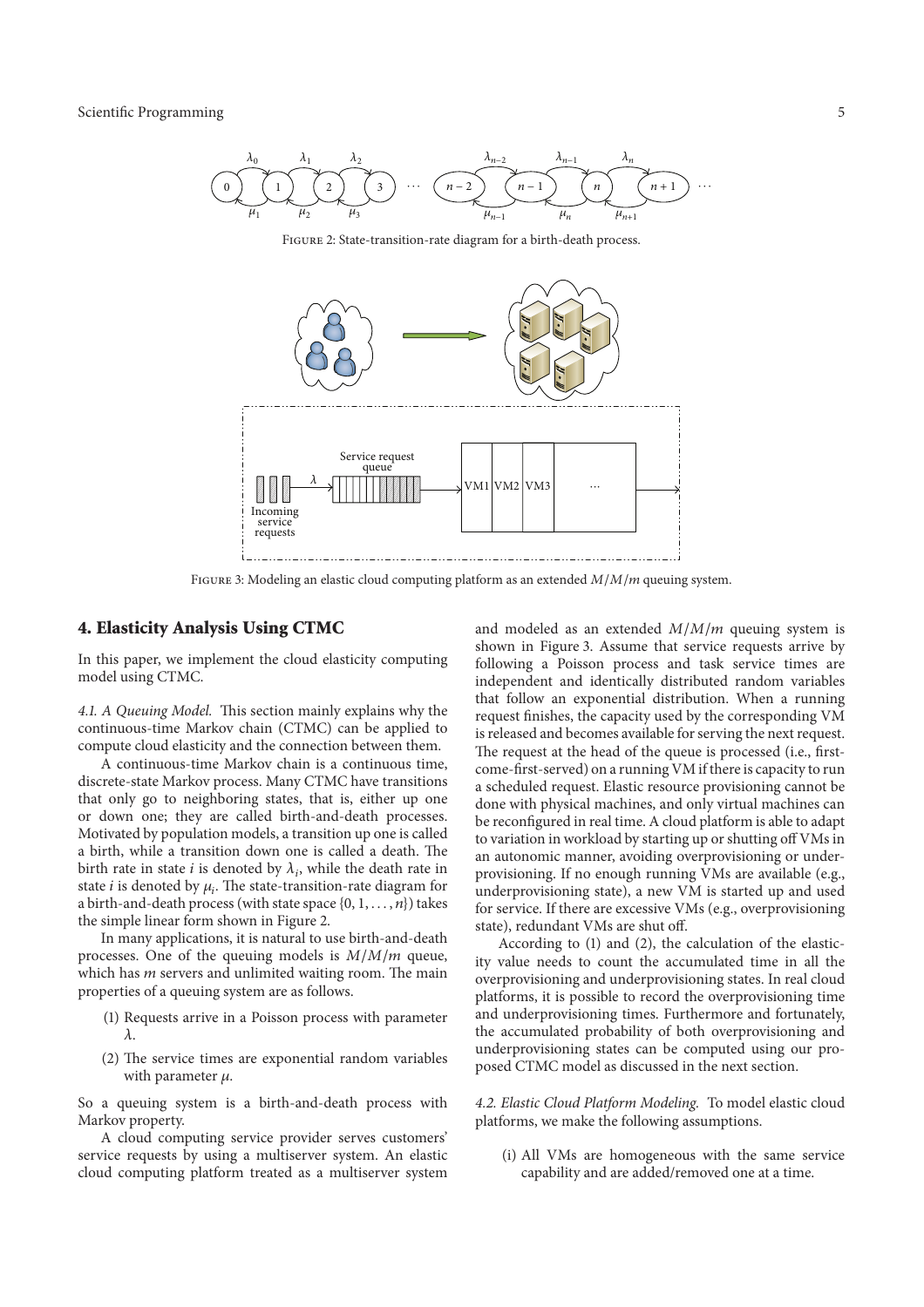$\lambda_0$ $\lambda_1$ $\lambda_2$ $\lambda_{n-2}$ $\lambda_{n-1}$ $\lambda_n$

0 1 2 3 ⋯ $n-2$ $n-1$ $n$ $n+1$ ⋯

$\mu_1$ $\mu_2$ $\mu_3$ $\mu_{n-1}$ $\mu_n$ $\mu_{n+1}$

Figure 2: State-transition-rate diagram for a birth-death process.

Service request queue

$\lambda$

Incoming service requests

VM1 VM2 VM3 ⋯

Figure 3: Modeling an elastic cloud computing platform as an extended $M/M/m$ queuing system.

## 4. Elasticity Analysis Using CTMC

In this paper, we implement the cloud elasticity computing model using CTMC.

*4.1. A Queuing Model.* This section mainly explains why the continuous-time Markov chain (CTMC) can be applied to compute cloud elasticity and the connection between them.

A continuous-time Markov chain is a continuous time, discrete-state Markov process. Many CTMC have transitions that only go to neighboring states, that is, either up one or down one; they are called birth-and-death processes. Motivated by population models, a transition up one is called a birth, while a transition down one is called a death. The birth rate in state $i$ is denoted by $\lambda_i$, while the death rate in state $i$ is denoted by $\mu_i$. The state-transition-rate diagram for a birth-and-death process (with state space $\{0, 1, \ldots, n\}$) takes the simple linear form shown in Figure 2.

In many applications, it is natural to use birth-and-death processes. One of the queuing models is $M/M/m$ queue, which has $m$ servers and unlimited waiting room. The main properties of a queuing system are as follows.

(1) Requests arrive in a Poisson process with parameter $\lambda$.

(2) The service times are exponential random variables with parameter $\mu$.

So a queuing system is a birth-and-death process with Markov property.

A cloud computing service provider serves customers' service requests by using a multiserver system. An elastic cloud computing platform treated as a multiserver system and modeled as an extended $M/M/m$ queuing system is shown in Figure 3. Assume that service requests arrive by following a Poisson process and task service times are independent and identically distributed random variables that follow an exponential distribution. When a running request finishes, the capacity used by the corresponding VM is released and becomes available for serving the next request. The request at the head of the queue is processed (i.e., first-come-first-served) on a running VM if there is capacity to run a scheduled request. Elastic resource provisioning cannot be done with physical machines, and only virtual machines can be reconfigured in real time. A cloud platform is able to adapt to variation in workload by starting up or shutting off VMs in an autonomic manner, avoiding overprovisioning or underprovisioning. If no enough running VMs are available (e.g., underprovisioning state), a new VM is started up and used for service. If there are excessive VMs (e.g., overprovisioning state), redundant VMs are shut off.

According to (1) and (2), the calculation of the elasticity value needs to count the accumulated time in all the overprovisioning and underprovisioning states. In real cloud platforms, it is possible to record the overprovisioning time and underprovisioning times. Furthermore and fortunately, the accumulated probability of both overprovisioning and underprovisioning states can be computed using our proposed CTMC model as discussed in the next section.

*4.2. Elastic Cloud Platform Modeling.* To model elastic cloud platforms, we make the following assumptions.

(i) All VMs are homogeneous with the same service capability and are added/removed one at a time.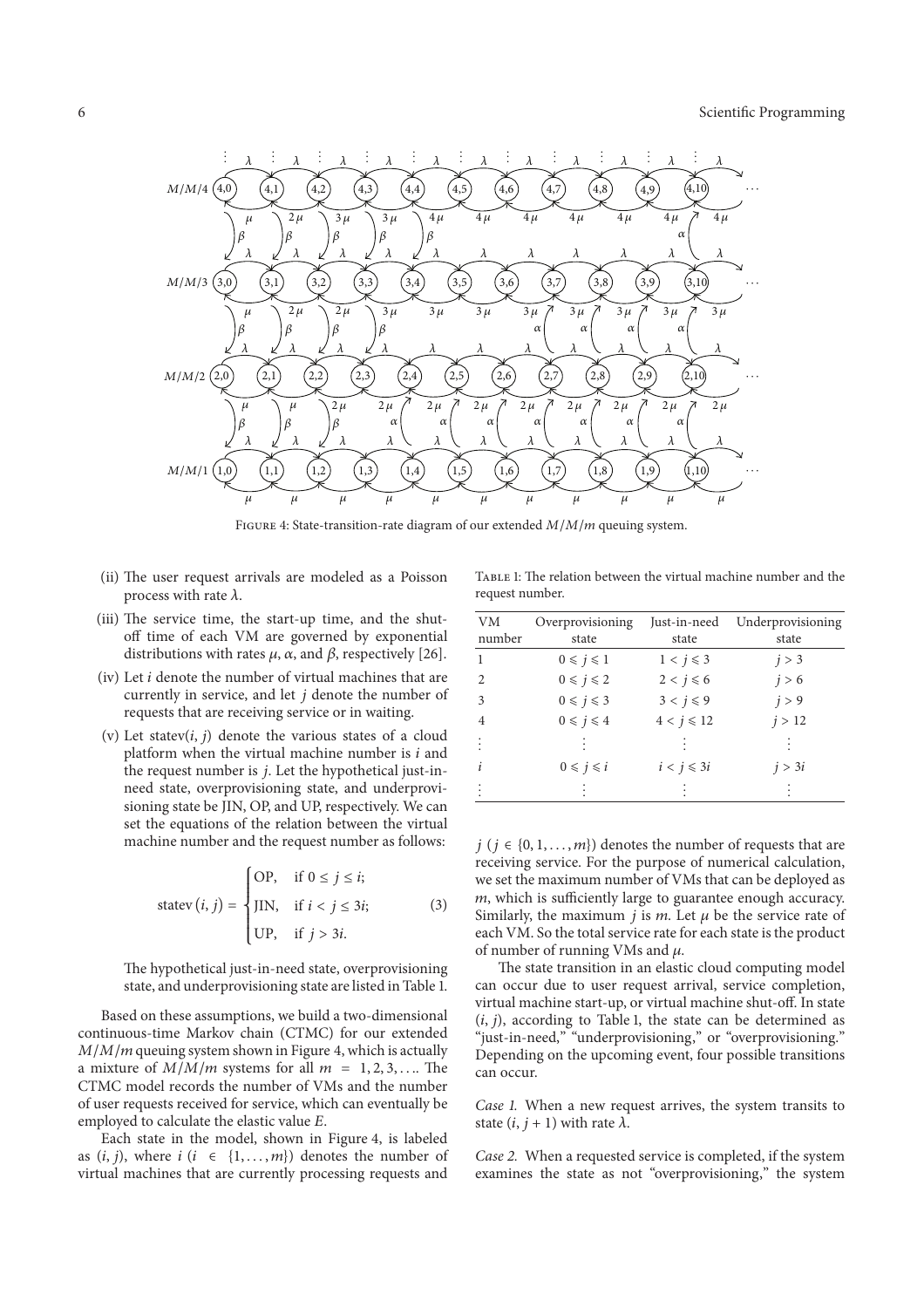Figure 4: State-transition-rate diagram of our extended $M/M/m$ queuing system.

(ii) The user request arrivals are modeled as a Poisson process with rate $\lambda$.

(iii) The service time, the start-up time, and the shut-off time of each VM are governed by exponential distributions with rates $\mu$, $\alpha$, and $\beta$, respectively [26].

(iv) Let $i$ denote the number of virtual machines that are currently in service, and let $j$ denote the number of requests that are receiving service or in waiting.

(v) Let statev$(i, j)$ denote the various states of a cloud platform when the virtual machine number is $i$ and the request number is $j$. Let the hypothetical just-in-need state, overprovisioning state, and underprovisioning state be JIN, OP, and UP, respectively. We can set the equations of the relation between the virtual machine number and the request number as follows:

$$\text{statev}(i, j) = \begin{cases} \text{OP}, & \text{if } 0 \le j \le i; \\ \text{JIN}, & \text{if } i < j \le 3i; \\ \text{UP}, & \text{if } j > 3i. \end{cases} \quad (3)$$

The hypothetical just-in-need state, overprovisioning state, and underprovisioning state are listed in Table 1.

Based on these assumptions, we build a two-dimensional continuous-time Markov chain (CTMC) for our extended $M/M/m$ queuing system shown in Figure 4, which is actually a mixture of $M/M/m$ systems for all $m = 1, 2, 3, \ldots$. The CTMC model records the number of VMs and the number of user requests received for service, which can eventually be employed to calculate the elastic value $E$.

Each state in the model, shown in Figure 4, is labeled as $(i, j)$, where $i$ ($i \in \{1, \ldots, m\}$) denotes the number of virtual machines that are currently processing requests and $j$ ($j \in \{0, 1, \ldots, m\}$) denotes the number of requests that are receiving service. For the purpose of numerical calculation, we set the maximum number of VMs that can be deployed as $m$, which is sufficiently large to guarantee enough accuracy. Similarly, the maximum $j$ is $m$. Let $\mu$ be the service rate of each VM. So the total service rate for each state is the product of number of running VMs and $\mu$.

Table 1: The relation between the virtual machine number and the request number.

| VM number | Overprovisioning state | Just-in-need state | Underprovisioning state |
|---|---|---|---|
| 1 | $0 \leqslant j \leqslant 1$ | $1 < j \leqslant 3$ | $j > 3$ |
| 2 | $0 \leqslant j \leqslant 2$ | $2 < j \leqslant 6$ | $j > 6$ |
| 3 | $0 \leqslant j \leqslant 3$ | $3 < j \leqslant 9$ | $j > 9$ |
| 4 | $0 \leqslant j \leqslant 4$ | $4 < j \leqslant 12$ | $j > 12$ |
| $\vdots$ | $\vdots$ | $\vdots$ | $\vdots$ |
| $i$ | $0 \leqslant j \leqslant i$ | $i < j \leqslant 3i$ | $j > 3i$ |
| $\vdots$ | $\vdots$ | $\vdots$ | $\vdots$ |

The state transition in an elastic cloud computing model can occur due to user request arrival, service completion, virtual machine start-up, or virtual machine shut-off. In state $(i, j)$, according to Table 1, the state can be determined as "just-in-need," "underprovisioning," or "overprovisioning." Depending on the upcoming event, four possible transitions can occur.

*Case 1.* When a new request arrives, the system transits to state $(i, j + 1)$ with rate $\lambda$.

*Case 2.* When a requested service is completed, if the system examines the state as not "overprovisioning," the system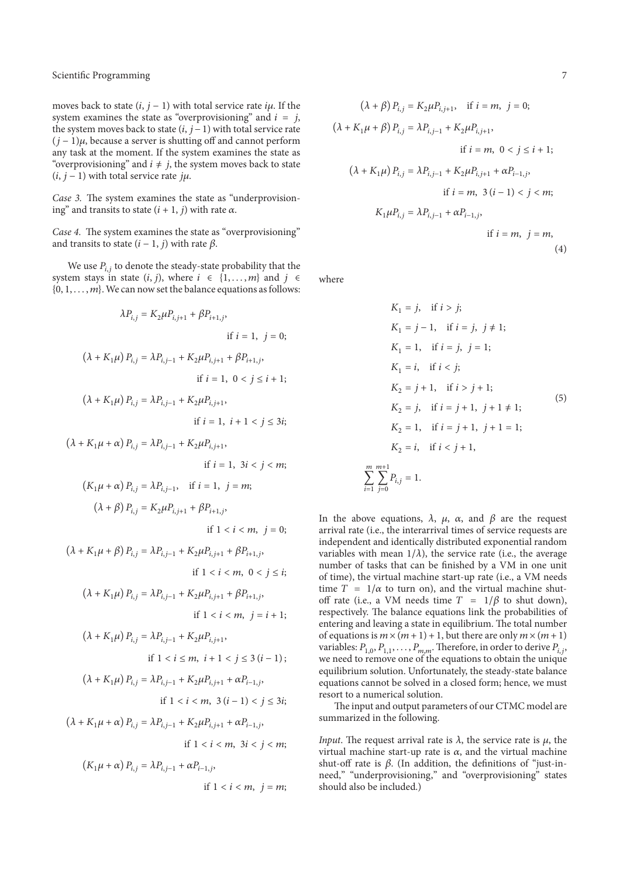moves back to state $(i, j-1)$ with total service rate $i\mu$. If the system examines the state as "overprovisioning" and $i = j$, the system moves back to state $(i, j-1)$ with total service rate $(j-1)\mu$, because a server is shutting off and cannot perform any task at the moment. If the system examines the state as "overprovisioning" and $i \neq j$, the system moves back to state $(i, j-1)$ with total service rate $j\mu$.

*Case 3.* The system examines the state as "underprovisioning" and transits to state $(i+1, j)$ with rate $\alpha$.

*Case 4.* The system examines the state as "overprovisioning" and transits to state $(i-1, j)$ with rate $\beta$.

We use $P_{i,j}$ to denote the steady-state probability that the system stays in state $(i, j)$, where $i \in \{1, \ldots, m\}$ and $j \in \{0, 1, \ldots, m\}$. We can now set the balance equations as follows:

$$
\begin{aligned}
&\lambda P_{i,j} = K_2 \mu P_{i,j+1} + \beta P_{i+1,j}, && \text{if } i = 1,\ j = 0; \\
&(\lambda + K_1\mu) P_{i,j} = \lambda P_{i,j-1} + K_2 \mu P_{i,j+1} + \beta P_{i+1,j}, && \text{if } i = 1,\ 0 < j \le i+1; \\
&(\lambda + K_1\mu) P_{i,j} = \lambda P_{i,j-1} + K_2 \mu P_{i,j+1}, && \text{if } i = 1,\ i+1 < j \le 3i; \\
&(\lambda + K_1\mu + \alpha) P_{i,j} = \lambda P_{i,j-1} + K_2 \mu P_{i,j+1}, && \text{if } i = 1,\ 3i < j < m; \\
&(K_1\mu + \alpha) P_{i,j} = \lambda P_{i,j-1}, && \text{if } i = 1,\ j = m; \\
&(\lambda + \beta) P_{i,j} = K_2 \mu P_{i,j+1} + \beta P_{i+1,j}, && \text{if } 1 < i < m,\ j = 0; \\
&(\lambda + K_1\mu + \beta) P_{i,j} = \lambda P_{i,j-1} + K_2 \mu P_{i,j+1} + \beta P_{i+1,j}, && \text{if } 1 < i < m,\ 0 < j \le i; \\
&(\lambda + K_1\mu) P_{i,j} = \lambda P_{i,j-1} + K_2 \mu P_{i,j+1} + \beta P_{i+1,j}, && \text{if } 1 < i < m,\ j = i+1; \\
&(\lambda + K_1\mu) P_{i,j} = \lambda P_{i,j-1} + K_2 \mu P_{i,j+1}, && \text{if } 1 < i \le m,\ i+1 < j \le 3(i-1); \\
&(\lambda + K_1\mu) P_{i,j} = \lambda P_{i,j-1} + K_2 \mu P_{i,j+1} + \alpha P_{i-1,j}, && \text{if } 1 < i < m,\ 3(i-1) < j \le 3i; \\
&(\lambda + K_1\mu + \alpha) P_{i,j} = \lambda P_{i,j-1} + K_2 \mu P_{i,j+1} + \alpha P_{i-1,j}, && \text{if } 1 < i < m,\ 3i < j < m; \\
&(K_1\mu + \alpha) P_{i,j} = \lambda P_{i,j-1} + \alpha P_{i-1,j}, && \text{if } 1 < i < m,\ j = m; \\
&(\lambda + \beta) P_{i,j} = K_2 \mu P_{i,j+1}, && \text{if } i = m,\ j = 0; \\
&(\lambda + K_1\mu + \beta) P_{i,j} = \lambda P_{i,j-1} + K_2 \mu P_{i,j+1}, && \text{if } i = m,\ 0 < j \le i+1; \\
&(\lambda + K_1\mu) P_{i,j} = \lambda P_{i,j-1} + K_2 \mu P_{i,j+1} + \alpha P_{i-1,j}, && \text{if } i = m,\ 3(i-1) < j < m; \\
&K_1\mu P_{i,j} = \lambda P_{i,j-1} + \alpha P_{i-1,j}, && \text{if } i = m,\ j = m,
\end{aligned}
\tag{4}
$$

where

$$
\begin{aligned}
&K_1 = j, && \text{if } i > j; \\
&K_1 = j-1, && \text{if } i = j,\ j \neq 1; \\
&K_1 = 1, && \text{if } i = j,\ j = 1; \\
&K_1 = i, && \text{if } i < j; \\
&K_2 = j+1, && \text{if } i > j+1; \\
&K_2 = j, && \text{if } i = j+1,\ j+1 \neq 1; \\
&K_2 = 1, && \text{if } i = j+1,\ j+1 = 1; \\
&K_2 = i, && \text{if } i < j+1,
\end{aligned}
\tag{5}
$$

$$
\sum_{i=1}^{m} \sum_{j=0}^{m+1} P_{i,j} = 1.
$$

In the above equations, $\lambda$, $\mu$, $\alpha$, and $\beta$ are the request arrival rate (i.e., the interarrival times of service requests are independent and identically distributed exponential random variables with mean $1/\lambda$), the service rate (i.e., the average number of tasks that can be finished by a VM in one unit of time), the virtual machine start-up rate (i.e., a VM needs time $T = 1/\alpha$ to turn on), and the virtual machine shut-off rate (i.e., a VM needs time $T = 1/\beta$ to shut down), respectively. The balance equations link the probabilities of entering and leaving a state in equilibrium. The total number of equations is $m \times (m+1) + 1$, but there are only $m \times (m+1)$ variables: $P_{1,0}, P_{1,1}, \ldots, P_{m,m}$. Therefore, in order to derive $P_{i,j}$, we need to remove one of the equations to obtain the unique equilibrium solution. Unfortunately, the steady-state balance equations cannot be solved in a closed form; hence, we must resort to a numerical solution.

The input and output parameters of our CTMC model are summarized in the following.

*Input.* The request arrival rate is $\lambda$, the service rate is $\mu$, the virtual machine start-up rate is $\alpha$, and the virtual machine shut-off rate is $\beta$. (In addition, the definitions of "just-in-need," "underprovisioning," and "overprovisioning" states should also be included.)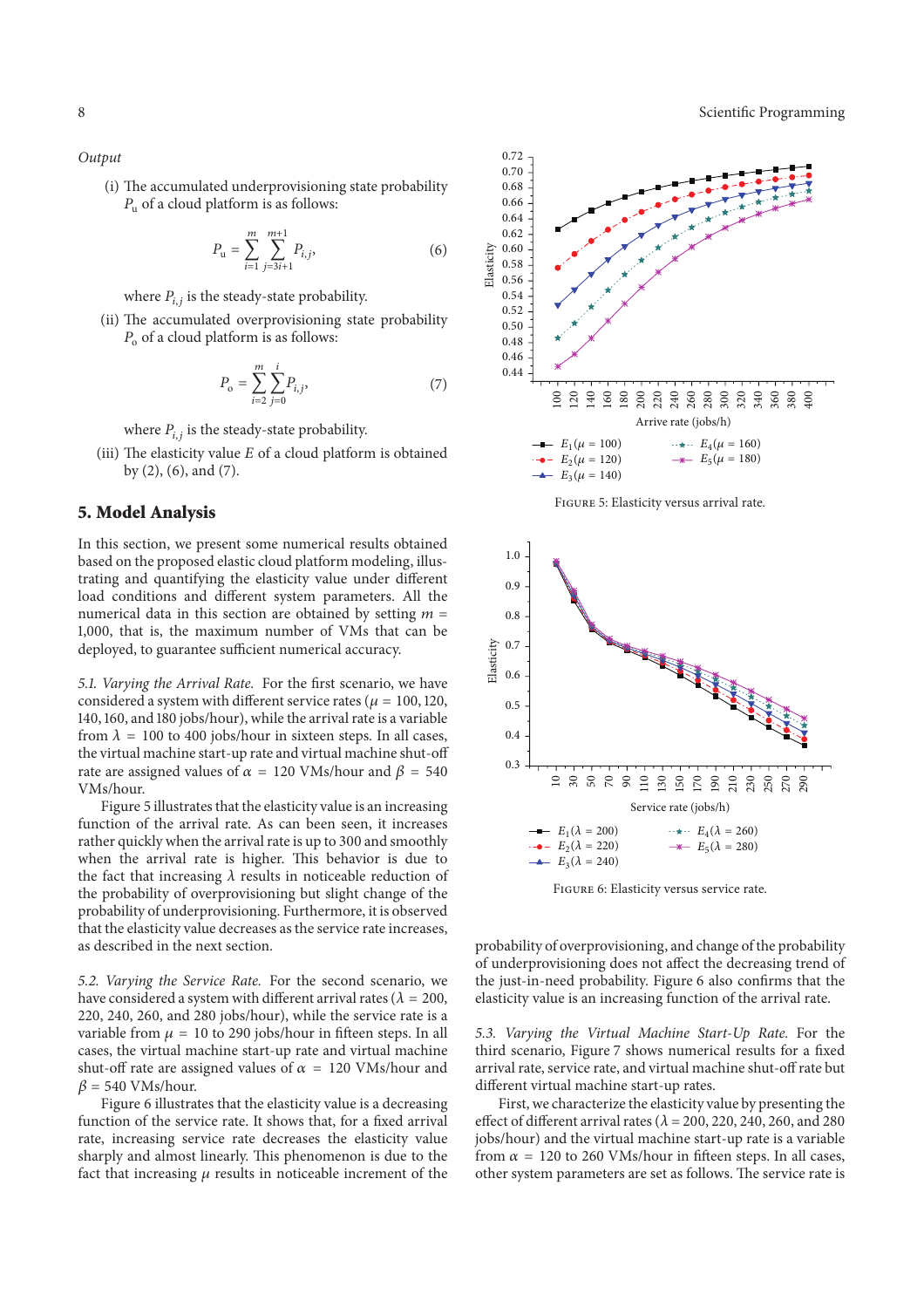*Output*

(i) The accumulated underprovisioning state probability $P_u$ of a cloud platform is as follows:

$$P_u = \sum_{i=1}^{m} \sum_{j=3i+1}^{m+1} P_{i,j}, \tag{6}$$

where $P_{i,j}$ is the steady-state probability.

(ii) The accumulated overprovisioning state probability $P_o$ of a cloud platform is as follows:

$$P_o = \sum_{i=2}^{m} \sum_{j=0}^{i} P_{i,j}, \tag{7}$$

where $P_{i,j}$ is the steady-state probability.

(iii) The elasticity value $E$ of a cloud platform is obtained by (2), (6), and (7).

## 5. Model Analysis

In this section, we present some numerical results obtained based on the proposed elastic cloud platform modeling, illustrating and quantifying the elasticity value under different load conditions and different system parameters. All the numerical data in this section are obtained by setting $m$ = 1,000, that is, the maximum number of VMs that can be deployed, to guarantee sufficient numerical accuracy.

*5.1. Varying the Arrival Rate.* For the first scenario, we have considered a system with different service rates ($\mu$ = 100, 120, 140, 160, and 180 jobs/hour), while the arrival rate is a variable from $\lambda$ = 100 to 400 jobs/hour in sixteen steps. In all cases, the virtual machine start-up rate and virtual machine shut-off rate are assigned values of $\alpha$ = 120 VMs/hour and $\beta$ = 540 VMs/hour.

Figure 5 illustrates that the elasticity value is an increasing function of the arrival rate. As can been seen, it increases rather quickly when the arrival rate is up to 300 and smoothly when the arrival rate is higher. This behavior is due to the fact that increasing $\lambda$ results in noticeable reduction of the probability of overprovisioning but slight change of the probability of underprovisioning. Furthermore, it is observed that the elasticity value decreases as the service rate increases, as described in the next section.

FIGURE 5: Elasticity versus arrival rate.

*5.2. Varying the Service Rate.* For the second scenario, we have considered a system with different arrival rates ($\lambda$ = 200, 220, 240, 260, and 280 jobs/hour), while the service rate is a variable from $\mu$ = 10 to 290 jobs/hour in fifteen steps. In all cases, the virtual machine start-up rate and virtual machine shut-off rate are assigned values of $\alpha$ = 120 VMs/hour and $\beta$ = 540 VMs/hour.

Figure 6 illustrates that the elasticity value is a decreasing function of the service rate. It shows that, for a fixed arrival rate, increasing service rate decreases the elasticity value sharply and almost linearly. This phenomenon is due to the fact that increasing $\mu$ results in noticeable increment of the probability of overprovisioning, and change of the probability of underprovisioning does not affect the decreasing trend of the just-in-need probability. Figure 6 also confirms that the elasticity value is an increasing function of the arrival rate.

FIGURE 6: Elasticity versus service rate.

*5.3. Varying the Virtual Machine Start-Up Rate.* For the third scenario, Figure 7 shows numerical results for a fixed arrival rate, service rate, and virtual machine shut-off rate but different virtual machine start-up rates.

First, we characterize the elasticity value by presenting the effect of different arrival rates ($\lambda$ = 200, 220, 240, 260, and 280 jobs/hour) and the virtual machine start-up rate is a variable from $\alpha$ = 120 to 260 VMs/hour in fifteen steps. In all cases, other system parameters are set as follows. The service rate is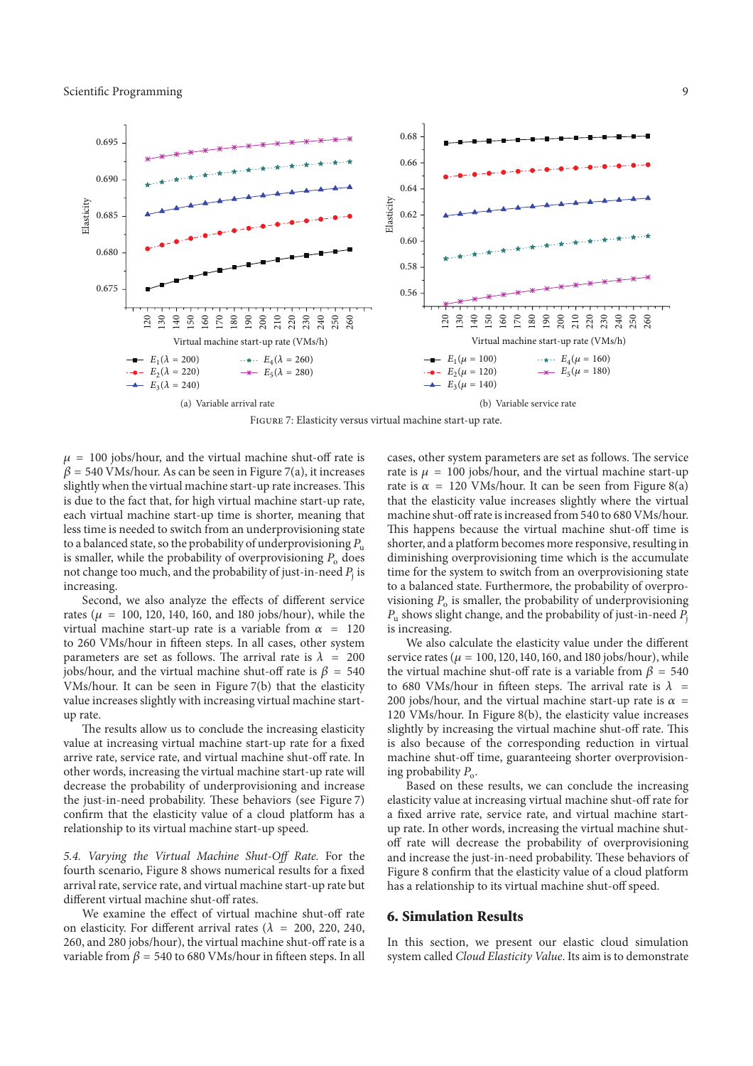Figure 7: Elasticity versus virtual machine start-up rate.

(a) Variable arrival rate

(b) Variable service rate

$\mu = 100$ jobs/hour, and the virtual machine shut-off rate is $\beta = 540$ VMs/hour. As can be seen in Figure 7(a), it increases slightly when the virtual machine start-up rate increases. This is due to the fact that, for high virtual machine start-up rate, each virtual machine start-up time is shorter, meaning that less time is needed to switch from an underprovisioning state to a balanced state, so the probability of underprovisioning $P_u$ is smaller, while the probability of overprovisioning $P_o$ does not change too much, and the probability of just-in-need $P_j$ is increasing.

Second, we also analyze the effects of different service rates ($\mu = 100, 120, 140, 160$, and 180 jobs/hour), while the virtual machine start-up rate is a variable from $\alpha = 120$ to 260 VMs/hour in fifteen steps. In all cases, other system parameters are set as follows. The arrival rate is $\lambda = 200$ jobs/hour, and the virtual machine shut-off rate is $\beta = 540$ VMs/hour. It can be seen in Figure 7(b) that the elasticity value increases slightly with increasing virtual machine start-up rate.

The results allow us to conclude the increasing elasticity value at increasing virtual machine start-up rate for a fixed arrive rate, service rate, and virtual machine shut-off rate. In other words, increasing the virtual machine start-up rate will decrease the probability of underprovisioning and increase the just-in-need probability. These behaviors (see Figure 7) confirm that the elasticity value of a cloud platform has a relationship to its virtual machine start-up speed.

*5.4. Varying the Virtual Machine Shut-Off Rate.* For the fourth scenario, Figure 8 shows numerical results for a fixed arrival rate, service rate, and virtual machine start-up rate but different virtual machine shut-off rates.

We examine the effect of virtual machine shut-off rate on elasticity. For different arrival rates ($\lambda = 200, 220, 240, 260$, and 280 jobs/hour), the virtual machine shut-off rate is a variable from $\beta = 540$ to 680 VMs/hour in fifteen steps. In all cases, other system parameters are set as follows. The service rate is $\mu = 100$ jobs/hour, and the virtual machine start-up rate is $\alpha = 120$ VMs/hour. It can be seen from Figure 8(a) that the elasticity value increases slightly where the virtual machine shut-off rate is increased from 540 to 680 VMs/hour. This happens because the virtual machine shut-off time is shorter, and a platform becomes more responsive, resulting in diminishing overprovisioning time which is the accumulate time for the system to switch from an overprovisioning state to a balanced state. Furthermore, the probability of overprovisioning $P_o$ is smaller, the probability of underprovisioning $P_u$ shows slight change, and the probability of just-in-need $P_j$ is increasing.

We also calculate the elasticity value under the different service rates ($\mu = 100, 120, 140, 160$, and 180 jobs/hour), while the virtual machine shut-off rate is a variable from $\beta = 540$ to 680 VMs/hour in fifteen steps. The arrival rate is $\lambda = 200$ jobs/hour, and the virtual machine start-up rate is $\alpha = 120$ VMs/hour. In Figure 8(b), the elasticity value increases slightly by increasing the virtual machine shut-off rate. This is also because of the corresponding reduction in virtual machine shut-off time, guaranteeing shorter overprovisioning probability $P_o$.

Based on these results, we can conclude the increasing elasticity value at increasing virtual machine shut-off rate for a fixed arrive rate, service rate, and virtual machine start-up rate. In other words, increasing the virtual machine shut-off rate will decrease the probability of overprovisioning and increase the just-in-need probability. These behaviors of Figure 8 confirm that the elasticity value of a cloud platform has a relationship to its virtual machine shut-off speed.

## 6. Simulation Results

In this section, we present our elastic cloud simulation system called *Cloud Elasticity Value*. Its aim is to demonstrate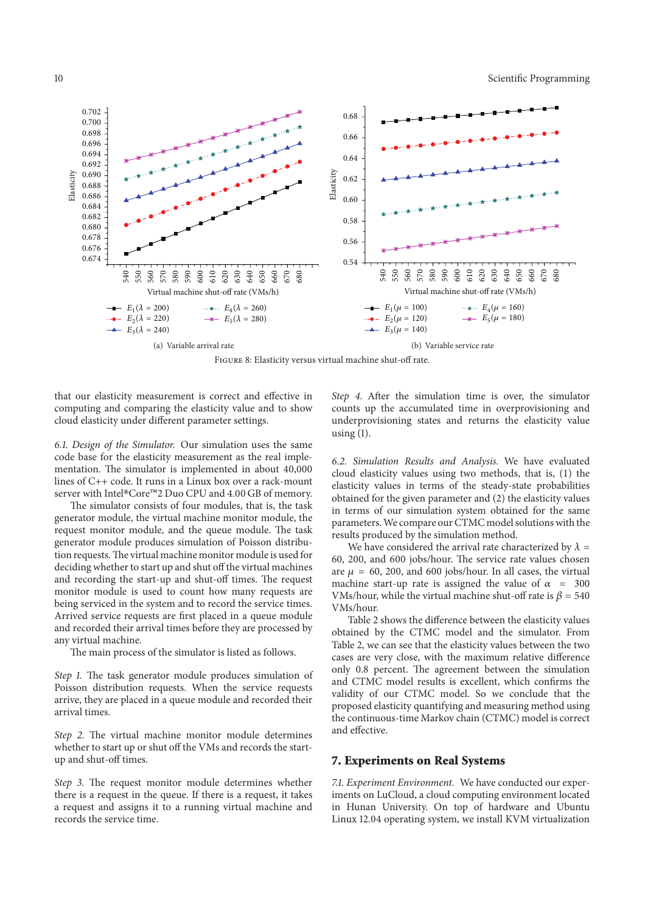Figure 8: Elasticity versus virtual machine shut-off rate.

(a) Variable arrival rate

(b) Variable service rate

that our elasticity measurement is correct and effective in computing and comparing the elasticity value and to show cloud elasticity under different parameter settings.

*6.1. Design of the Simulator.* Our simulation uses the same code base for the elasticity measurement as the real implementation. The simulator is implemented in about 40,000 lines of C++ code. It runs in a Linux box over a rack-mount server with Intel®Core™2 Duo CPU and 4.00 GB of memory.

The simulator consists of four modules, that is, the task generator module, the virtual machine monitor module, the request monitor module, and the queue module. The task generator module produces simulation of Poisson distribution requests. The virtual machine monitor module is used for deciding whether to start up and shut off the virtual machines and recording the start-up and shut-off times. The request monitor module is used to count how many requests are being serviced in the system and to record the service times. Arrived service requests are first placed in a queue module and recorded their arrival times before they are processed by any virtual machine.

The main process of the simulator is listed as follows.

*Step 1.* The task generator module produces simulation of Poisson distribution requests. When the service requests arrive, they are placed in a queue module and recorded their arrival times.

*Step 2.* The virtual machine monitor module determines whether to start up or shut off the VMs and records the start-up and shut-off times.

*Step 3.* The request monitor module determines whether there is a request in the queue. If there is a request, it takes a request and assigns it to a running virtual machine and records the service time.

*Step 4.* After the simulation time is over, the simulator counts up the accumulated time in overprovisioning and underprovisioning states and returns the elasticity value using (1).

*6.2. Simulation Results and Analysis.* We have evaluated cloud elasticity values using two methods, that is, (1) the elasticity values in terms of the steady-state probabilities obtained for the given parameter and (2) the elasticity values in terms of our simulation system obtained for the same parameters. We compare our CTMC model solutions with the results produced by the simulation method.

We have considered the arrival rate characterized by $\lambda$ = 60, 200, and 600 jobs/hour. The service rate values chosen are $\mu$ = 60, 200, and 600 jobs/hour. In all cases, the virtual machine start-up rate is assigned the value of $\alpha$ = 300 VMs/hour, while the virtual machine shut-off rate is $\beta$ = 540 VMs/hour.

Table 2 shows the difference between the elasticity values obtained by the CTMC model and the simulator. From Table 2, we can see that the elasticity values between the two cases are very close, with the maximum relative difference only 0.8 percent. The agreement between the simulation and CTMC model results is excellent, which confirms the validity of our CTMC model. So we conclude that the proposed elasticity quantifying and measuring method using the continuous-time Markov chain (CTMC) model is correct and effective.

## 7. Experiments on Real Systems

*7.1. Experiment Environment.* We have conducted our experiments on LuCloud, a cloud computing environment located in Hunan University. On top of hardware and Ubuntu Linux 12.04 operating system, we install KVM virtualization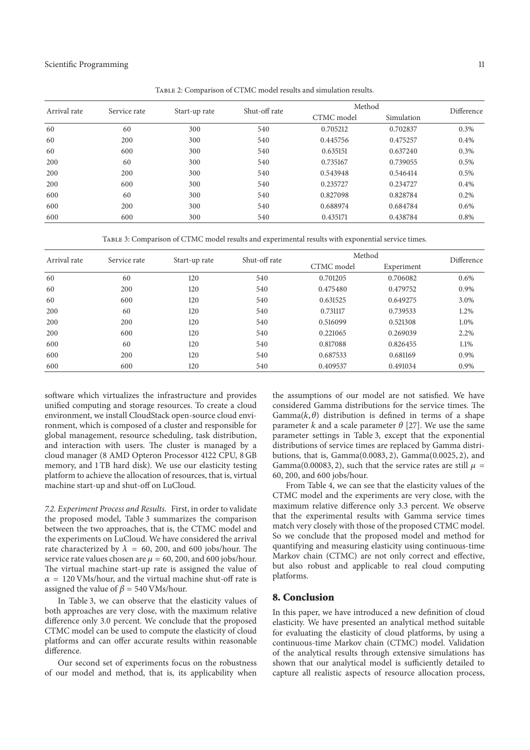Table 2: Comparison of CTMC model results and simulation results.

| Arrival rate | Service rate | Start-up rate | Shut-off rate | Method | | Difference |
|---|---|---|---|---|---|---|
| | | | | CTMC model | Simulation | |
| 60 | 60 | 300 | 540 | 0.705212 | 0.702837 | 0.3% |
| 60 | 200 | 300 | 540 | 0.445756 | 0.475257 | 0.4% |
| 60 | 600 | 300 | 540 | 0.635151 | 0.637240 | 0.3% |
| 200 | 60 | 300 | 540 | 0.735167 | 0.739055 | 0.5% |
| 200 | 200 | 300 | 540 | 0.543948 | 0.546414 | 0.5% |
| 200 | 600 | 300 | 540 | 0.235727 | 0.234727 | 0.4% |
| 600 | 60 | 300 | 540 | 0.827098 | 0.828784 | 0.2% |
| 600 | 200 | 300 | 540 | 0.688974 | 0.684784 | 0.6% |
| 600 | 600 | 300 | 540 | 0.435171 | 0.438784 | 0.8% |

Table 3: Comparison of CTMC model results and experimental results with exponential service times.

| Arrival rate | Service rate | Start-up rate | Shut-off rate | Method | | Difference |
|---|---|---|---|---|---|---|
| | | | | CTMC model | Experiment | |
| 60 | 60 | 120 | 540 | 0.701205 | 0.706082 | 0.6% |
| 60 | 200 | 120 | 540 | 0.475480 | 0.479752 | 0.9% |
| 60 | 600 | 120 | 540 | 0.631525 | 0.649275 | 3.0% |
| 200 | 60 | 120 | 540 | 0.731117 | 0.739533 | 1.2% |
| 200 | 200 | 120 | 540 | 0.516099 | 0.521308 | 1.0% |
| 200 | 600 | 120 | 540 | 0.221065 | 0.269039 | 2.2% |
| 600 | 60 | 120 | 540 | 0.817088 | 0.826455 | 1.1% |
| 600 | 200 | 120 | 540 | 0.687533 | 0.681169 | 0.9% |
| 600 | 600 | 120 | 540 | 0.409537 | 0.491034 | 0.9% |

software which virtualizes the infrastructure and provides unified computing and storage resources. To create a cloud environment, we install CloudStack open-source cloud environment, which is composed of a cluster and responsible for global management, resource scheduling, task distribution, and interaction with users. The cluster is managed by a cloud manager (8 AMD Opteron Processor 4122 CPU, 8 GB memory, and 1 TB hard disk). We use our elasticity testing platform to achieve the allocation of resources, that is, virtual machine start-up and shut-off on LuCloud.

*7.2. Experiment Process and Results.* First, in order to validate the proposed model, Table 3 summarizes the comparison between the two approaches, that is, the CTMC model and the experiments on LuCloud. We have considered the arrival rate characterized by $\lambda = 60$, 200, and 600 jobs/hour. The service rate values chosen are $\mu = 60$, 200, and 600 jobs/hour. The virtual machine start-up rate is assigned the value of $\alpha = 120$ VMs/hour, and the virtual machine shut-off rate is assigned the value of $\beta = 540$ VMs/hour.

In Table 3, we can observe that the elasticity values of both approaches are very close, with the maximum relative difference only 3.0 percent. We conclude that the proposed CTMC model can be used to compute the elasticity of cloud platforms and can offer accurate results within reasonable difference.

Our second set of experiments focus on the robustness of our model and method, that is, its applicability when the assumptions of our model are not satisfied. We have considered Gamma distributions for the service times. The Gamma$(k, \theta)$ distribution is defined in terms of a shape parameter $k$ and a scale parameter $\theta$ [27]. We use the same parameter settings in Table 3, except that the exponential distributions of service times are replaced by Gamma distributions, that is, Gamma$(0.0083, 2)$, Gamma$(0.0025, 2)$, and Gamma$(0.00083, 2)$, such that the service rates are still $\mu = 60$, 200, and 600 jobs/hour.

From Table 4, we can see that the elasticity values of the CTMC model and the experiments are very close, with the maximum relative difference only 3.3 percent. We observe that the experimental results with Gamma service times match very closely with those of the proposed CTMC model. So we conclude that the proposed model and method for quantifying and measuring elasticity using continuous-time Markov chain (CTMC) are not only correct and effective, but also robust and applicable to real cloud computing platforms.

## 8. Conclusion

In this paper, we have introduced a new definition of cloud elasticity. We have presented an analytical method suitable for evaluating the elasticity of cloud platforms, by using a continuous-time Markov chain (CTMC) model. Validation of the analytical results through extensive simulations has shown that our analytical model is sufficiently detailed to capture all realistic aspects of resource allocation process,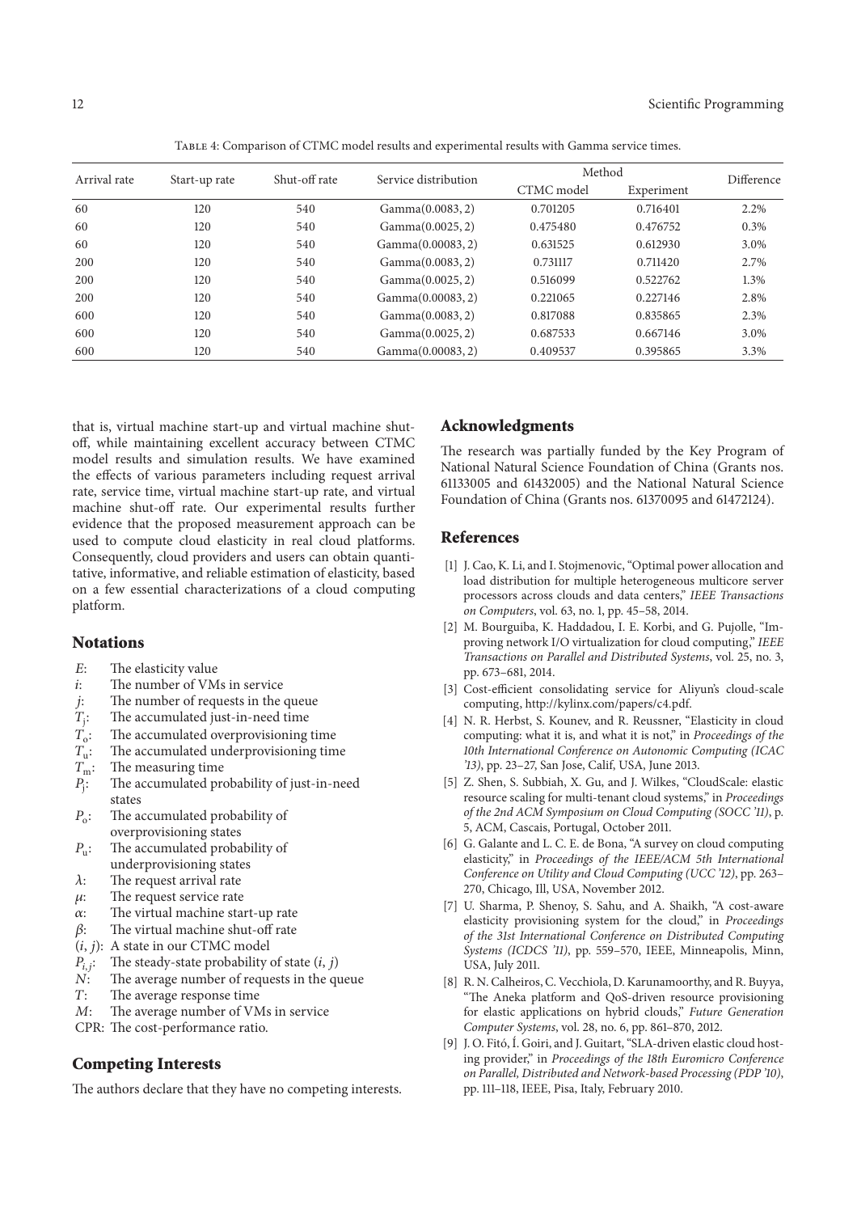Table 4: Comparison of CTMC model results and experimental results with Gamma service times.

| Arrival rate | Start-up rate | Shut-off rate | Service distribution | Method | | Difference |
|---|---|---|---|---|---|---|
| | | | | CTMC model | Experiment | |
| 60 | 120 | 540 | Gamma(0.0083, 2) | 0.701205 | 0.716401 | 2.2% |
| 60 | 120 | 540 | Gamma(0.0025, 2) | 0.475480 | 0.476752 | 0.3% |
| 60 | 120 | 540 | Gamma(0.00083, 2) | 0.631525 | 0.612930 | 3.0% |
| 200 | 120 | 540 | Gamma(0.0083, 2) | 0.731117 | 0.711420 | 2.7% |
| 200 | 120 | 540 | Gamma(0.0025, 2) | 0.516099 | 0.522762 | 1.3% |
| 200 | 120 | 540 | Gamma(0.00083, 2) | 0.221065 | 0.227146 | 2.8% |
| 600 | 120 | 540 | Gamma(0.0083, 2) | 0.817088 | 0.835865 | 2.3% |
| 600 | 120 | 540 | Gamma(0.0025, 2) | 0.687533 | 0.667146 | 3.0% |
| 600 | 120 | 540 | Gamma(0.00083, 2) | 0.409537 | 0.395865 | 3.3% |

that is, virtual machine start-up and virtual machine shut-off, while maintaining excellent accuracy between CTMC model results and simulation results. We have examined the effects of various parameters including request arrival rate, service time, virtual machine start-up rate, and virtual machine shut-off rate. Our experimental results further evidence that the proposed measurement approach can be used to compute cloud elasticity in real cloud platforms. Consequently, cloud providers and users can obtain quantitative, informative, and reliable estimation of elasticity, based on a few essential characterizations of a cloud computing platform.

## Notations

- $E$: The elasticity value
- $i$: The number of VMs in service
- $j$: The number of requests in the queue
- $T_j$: The accumulated just-in-need time
- $T_o$: The accumulated overprovisioning time
- $T_u$: The accumulated underprovisioning time
- $T_m$: The measuring time
- $P_j$: The accumulated probability of just-in-need states
- $P_o$: The accumulated probability of overprovisioning states
- $P_u$: The accumulated probability of underprovisioning states
- $\lambda$: The request arrival rate
- $\mu$: The request service rate
- $\alpha$: The virtual machine start-up rate
- $\beta$: The virtual machine shut-off rate
- $(i, j)$: A state in our CTMC model
- $P_{i,j}$: The steady-state probability of state $(i, j)$
- $N$: The average number of requests in the queue
- $T$: The average response time
- $M$: The average number of VMs in service
- CPR: The cost-performance ratio.

## Competing Interests

The authors declare that they have no competing interests.

## Acknowledgments

The research was partially funded by the Key Program of National Natural Science Foundation of China (Grants nos. 61133005 and 61432005) and the National Natural Science Foundation of China (Grants nos. 61370095 and 61472124).

## References

[1] J. Cao, K. Li, and I. Stojmenovic, "Optimal power allocation and load distribution for multiple heterogeneous multicore server processors across clouds and data centers," *IEEE Transactions on Computers*, vol. 63, no. 1, pp. 45–58, 2014.

[2] M. Bourguiba, K. Haddadou, I. E. Korbi, and G. Pujolle, "Improving network I/O virtualization for cloud computing," *IEEE Transactions on Parallel and Distributed Systems*, vol. 25, no. 3, pp. 673–681, 2014.

[3] Cost-efficient consolidating service for Aliyun's cloud-scale computing, http://kylinx.com/papers/c4.pdf.

[4] N. R. Herbst, S. Kounev, and R. Reussner, "Elasticity in cloud computing: what it is, and what it is not," in *Proceedings of the 10th International Conference on Autonomic Computing (ICAC '13)*, pp. 23–27, San Jose, Calif, USA, June 2013.

[5] Z. Shen, S. Subbiah, X. Gu, and J. Wilkes, "CloudScale: elastic resource scaling for multi-tenant cloud systems," in *Proceedings of the 2nd ACM Symposium on Cloud Computing (SOCC '11)*, p. 5, ACM, Cascais, Portugal, October 2011.

[6] G. Galante and L. C. E. de Bona, "A survey on cloud computing elasticity," in *Proceedings of the IEEE/ACM 5th International Conference on Utility and Cloud Computing (UCC '12)*, pp. 263–270, Chicago, Ill, USA, November 2012.

[7] U. Sharma, P. Shenoy, S. Sahu, and A. Shaikh, "A cost-aware elasticity provisioning system for the cloud," in *Proceedings of the 31st International Conference on Distributed Computing Systems (ICDCS '11)*, pp. 559–570, IEEE, Minneapolis, Minn, USA, July 2011.

[8] R. N. Calheiros, C. Vecchiola, D. Karunamoorthy, and R. Buyya, "The Aneka platform and QoS-driven resource provisioning for elastic applications on hybrid clouds," *Future Generation Computer Systems*, vol. 28, no. 6, pp. 861–870, 2012.

[9] J. O. Fitó, Í. Goiri, and J. Guitart, "SLA-driven elastic cloud hosting provider," in *Proceedings of the 18th Euromicro Conference on Parallel, Distributed and Network-based Processing (PDP '10)*, pp. 111–118, IEEE, Pisa, Italy, February 2010.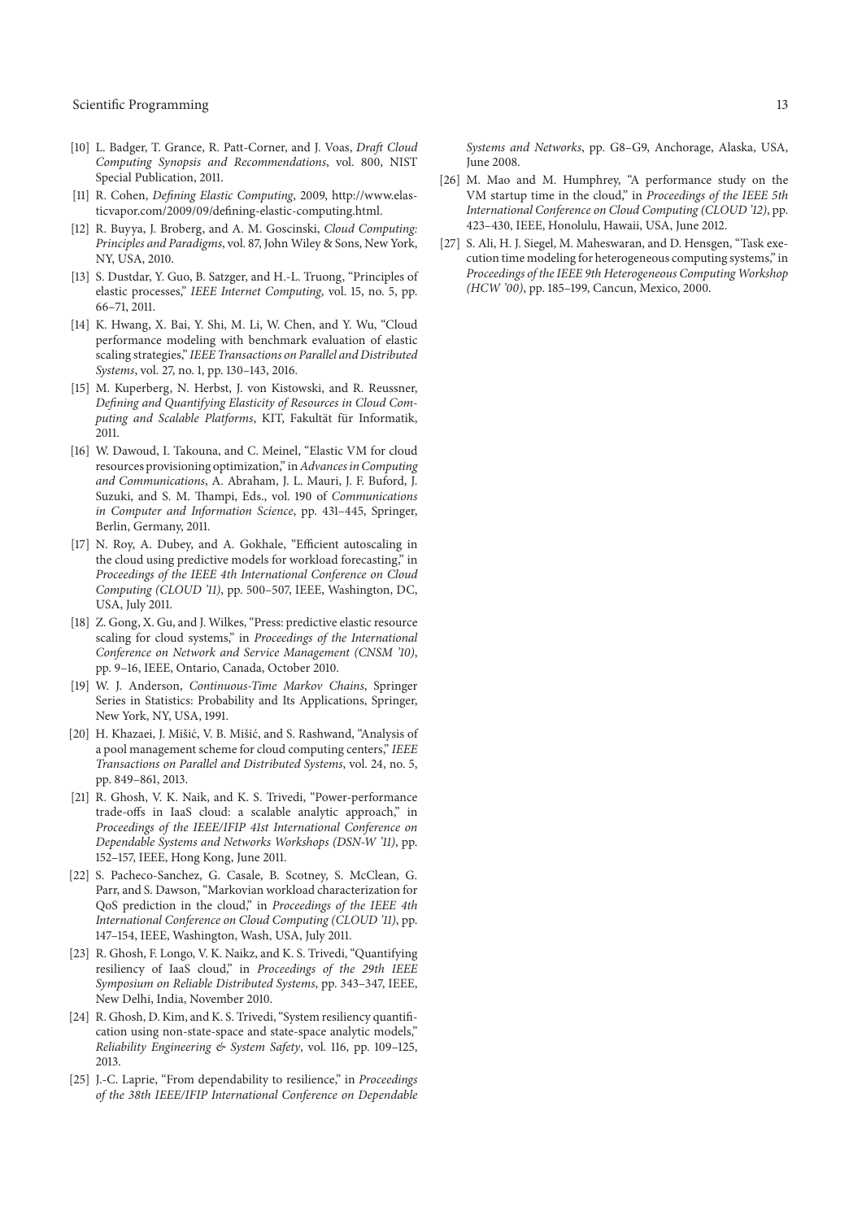[10] L. Badger, T. Grance, R. Patt-Corner, and J. Voas, *Draft Cloud Computing Synopsis and Recommendations*, vol. 800, NIST Special Publication, 2011.

[11] R. Cohen, *Defining Elastic Computing*, 2009, http://www.elasticvapor.com/2009/09/defining-elastic-computing.html.

[12] R. Buyya, J. Broberg, and A. M. Goscinski, *Cloud Computing: Principles and Paradigms*, vol. 87, John Wiley & Sons, New York, NY, USA, 2010.

[13] S. Dustdar, Y. Guo, B. Satzger, and H.-L. Truong, "Principles of elastic processes," *IEEE Internet Computing*, vol. 15, no. 5, pp. 66–71, 2011.

[14] K. Hwang, X. Bai, Y. Shi, M. Li, W. Chen, and Y. Wu, "Cloud performance modeling with benchmark evaluation of elastic scaling strategies," *IEEE Transactions on Parallel and Distributed Systems*, vol. 27, no. 1, pp. 130–143, 2016.

[15] M. Kuperberg, N. Herbst, J. von Kistowski, and R. Reussner, *Defining and Quantifying Elasticity of Resources in Cloud Computing and Scalable Platforms*, KIT, Fakultät für Informatik, 2011.

[16] W. Dawoud, I. Takouna, and C. Meinel, "Elastic VM for cloud resources provisioning optimization," in *Advances in Computing and Communications*, A. Abraham, J. L. Mauri, J. F. Buford, J. Suzuki, and S. M. Thampi, Eds., vol. 190 of *Communications in Computer and Information Science*, pp. 431–445, Springer, Berlin, Germany, 2011.

[17] N. Roy, A. Dubey, and A. Gokhale, "Efficient autoscaling in the cloud using predictive models for workload forecasting," in *Proceedings of the IEEE 4th International Conference on Cloud Computing (CLOUD '11)*, pp. 500–507, IEEE, Washington, DC, USA, July 2011.

[18] Z. Gong, X. Gu, and J. Wilkes, "Press: predictive elastic resource scaling for cloud systems," in *Proceedings of the International Conference on Network and Service Management (CNSM '10)*, pp. 9–16, IEEE, Ontario, Canada, October 2010.

[19] W. J. Anderson, *Continuous-Time Markov Chains*, Springer Series in Statistics: Probability and Its Applications, Springer, New York, NY, USA, 1991.

[20] H. Khazaei, J. Mišić, V. B. Mišić, and S. Rashwand, "Analysis of a pool management scheme for cloud computing centers," *IEEE Transactions on Parallel and Distributed Systems*, vol. 24, no. 5, pp. 849–861, 2013.

[21] R. Ghosh, V. K. Naik, and K. S. Trivedi, "Power-performance trade-offs in IaaS cloud: a scalable analytic approach," in *Proceedings of the IEEE/IFIP 41st International Conference on Dependable Systems and Networks Workshops (DSN-W '11)*, pp. 152–157, IEEE, Hong Kong, June 2011.

[22] S. Pacheco-Sanchez, G. Casale, B. Scotney, S. McClean, G. Parr, and S. Dawson, "Markovian workload characterization for QoS prediction in the cloud," in *Proceedings of the IEEE 4th International Conference on Cloud Computing (CLOUD '11)*, pp. 147–154, IEEE, Washington, Wash, USA, July 2011.

[23] R. Ghosh, F. Longo, V. K. Naikz, and K. S. Trivedi, "Quantifying resiliency of IaaS cloud," in *Proceedings of the 29th IEEE Symposium on Reliable Distributed Systems*, pp. 343–347, IEEE, New Delhi, India, November 2010.

[24] R. Ghosh, D. Kim, and K. S. Trivedi, "System resiliency quantification using non-state-space and state-space analytic models," *Reliability Engineering & System Safety*, vol. 116, pp. 109–125, 2013.

[25] J.-C. Laprie, "From dependability to resilience," in *Proceedings of the 38th IEEE/IFIP International Conference on Dependable Systems and Networks*, pp. G8–G9, Anchorage, Alaska, USA, June 2008.

[26] M. Mao and M. Humphrey, "A performance study on the VM startup time in the cloud," in *Proceedings of the IEEE 5th International Conference on Cloud Computing (CLOUD '12)*, pp. 423–430, IEEE, Honolulu, Hawaii, USA, June 2012.

[27] S. Ali, H. J. Siegel, M. Maheswaran, and D. Hensgen, "Task execution time modeling for heterogeneous computing systems," in *Proceedings of the IEEE 9th Heterogeneous Computing Workshop (HCW '00)*, pp. 185–199, Cancun, Mexico, 2000.